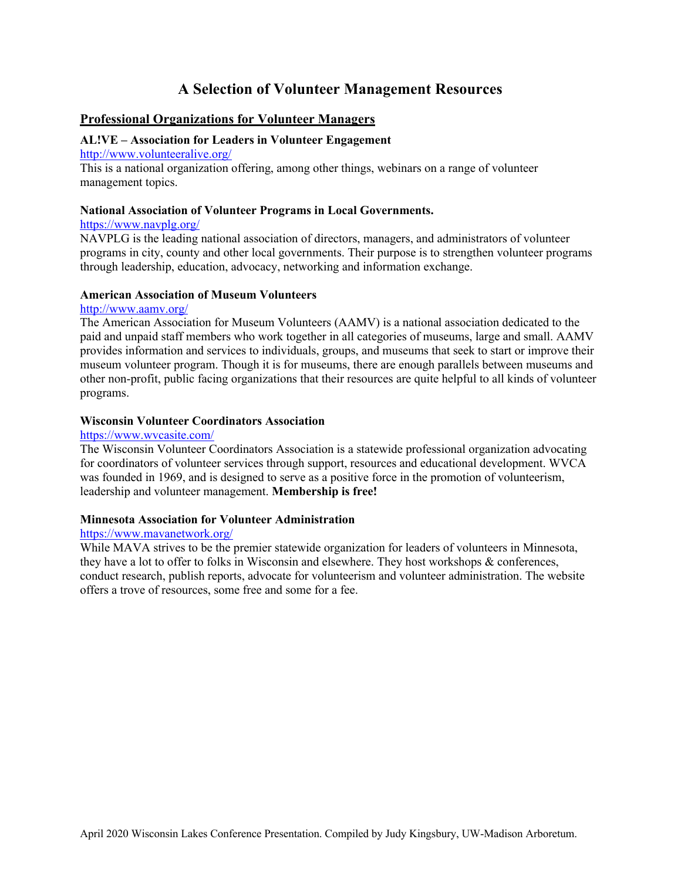# A Selection of Volunteer Management Resources

## Professional Organizations for Volunteer Managers

**AL!VE – Association for Leaders in Volunteer Engagement**
http://www.volunteeralive.org/
This is a national organization offering, among other things, webinars on a range of volunteer management topics.

**National Association of Volunteer Programs in Local Governments.**
https://www.navplg.org/
NAVPLG is the leading national association of directors, managers, and administrators of volunteer programs in city, county and other local governments. Their purpose is to strengthen volunteer programs through leadership, education, advocacy, networking and information exchange.

**American Association of Museum Volunteers**
http://www.aamv.org/
The American Association for Museum Volunteers (AAMV) is a national association dedicated to the paid and unpaid staff members who work together in all categories of museums, large and small. AAMV provides information and services to individuals, groups, and museums that seek to start or improve their museum volunteer program. Though it is for museums, there are enough parallels between museums and other non-profit, public facing organizations that their resources are quite helpful to all kinds of volunteer programs.

**Wisconsin Volunteer Coordinators Association**
https://www.wvcasite.com/
The Wisconsin Volunteer Coordinators Association is a statewide professional organization advocating for coordinators of volunteer services through support, resources and educational development. WVCA was founded in 1969, and is designed to serve as a positive force in the promotion of volunteerism, leadership and volunteer management. **Membership is free!**

**Minnesota Association for Volunteer Administration**
https://www.mavanetwork.org/
While MAVA strives to be the premier statewide organization for leaders of volunteers in Minnesota, they have a lot to offer to folks in Wisconsin and elsewhere. They host workshops & conferences, conduct research, publish reports, advocate for volunteerism and volunteer administration. The website offers a trove of resources, some free and some for a fee.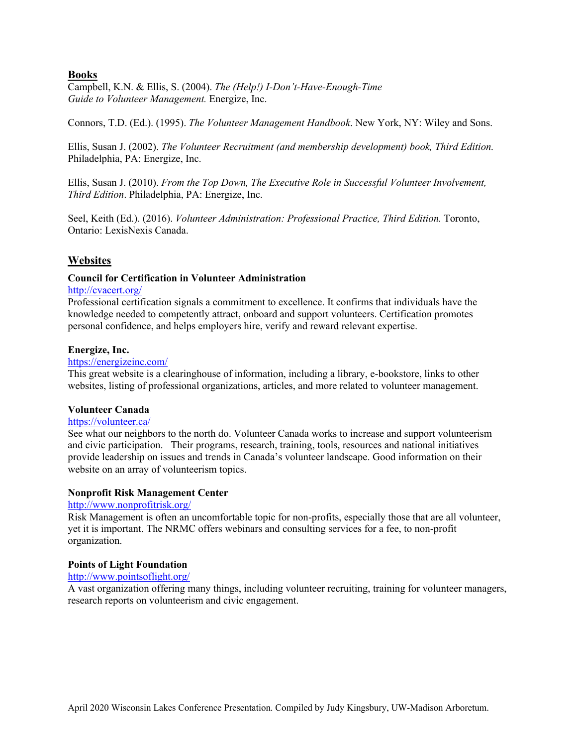## Books

Campbell, K.N. & Ellis, S. (2004). *The (Help!) I-Don't-Have-Enough-Time Guide to Volunteer Management.* Energize, Inc.

Connors, T.D. (Ed.). (1995). *The Volunteer Management Handbook*. New York, NY: Wiley and Sons.

Ellis, Susan J. (2002). *The Volunteer Recruitment (and membership development) book, Third Edition.* Philadelphia, PA: Energize, Inc.

Ellis, Susan J. (2010). *From the Top Down, The Executive Role in Successful Volunteer Involvement, Third Edition*. Philadelphia, PA: Energize, Inc.

Seel, Keith (Ed.). (2016). *Volunteer Administration: Professional Practice, Third Edition.* Toronto, Ontario: LexisNexis Canada.

## Websites

**Council for Certification in Volunteer Administration**

http://cvacert.org/

Professional certification signals a commitment to excellence. It confirms that individuals have the knowledge needed to competently attract, onboard and support volunteers. Certification promotes personal confidence, and helps employers hire, verify and reward relevant expertise.

**Energize, Inc.**

https://energizeinc.com/

This great website is a clearinghouse of information, including a library, e-bookstore, links to other websites, listing of professional organizations, articles, and more related to volunteer management.

**Volunteer Canada**

https://volunteer.ca/

See what our neighbors to the north do. Volunteer Canada works to increase and support volunteerism and civic participation. Their programs, research, training, tools, resources and national initiatives provide leadership on issues and trends in Canada's volunteer landscape. Good information on their website on an array of volunteerism topics.

**Nonprofit Risk Management Center**

http://www.nonprofitrisk.org/

Risk Management is often an uncomfortable topic for non-profits, especially those that are all volunteer, yet it is important. The NRMC offers webinars and consulting services for a fee, to non-profit organization.

**Points of Light Foundation**

http://www.pointsoflight.org/

A vast organization offering many things, including volunteer recruiting, training for volunteer managers, research reports on volunteerism and civic engagement.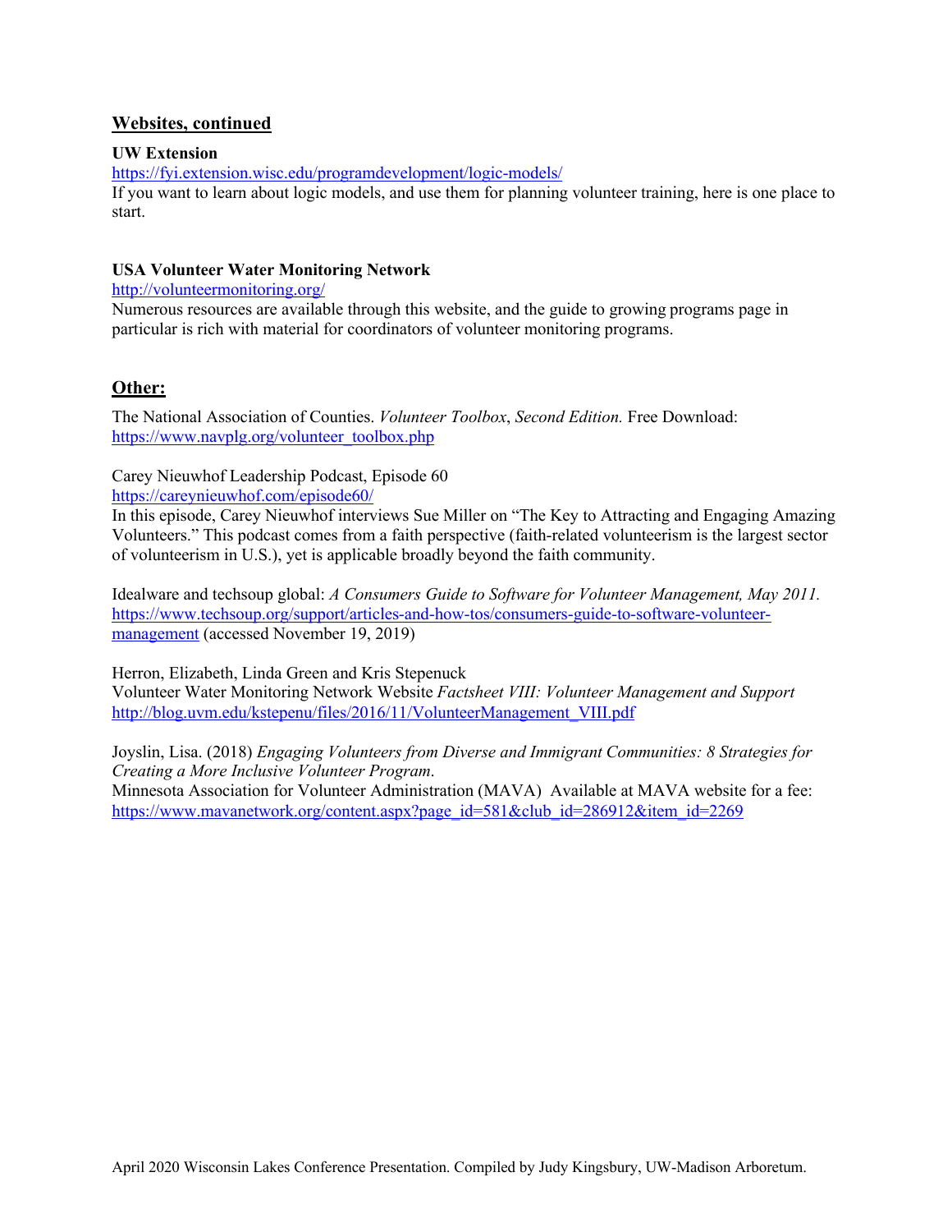## Websites, continued

**UW Extension**
https://fyi.extension.wisc.edu/programdevelopment/logic-models/
If you want to learn about logic models, and use them for planning volunteer training, here is one place to start.

**USA Volunteer Water Monitoring Network**
http://volunteermonitoring.org/
Numerous resources are available through this website, and the guide to growing programs page in particular is rich with material for coordinators of volunteer monitoring programs.

## Other:

The National Association of Counties. *Volunteer Toolbox*, *Second Edition.* Free Download: https://www.navplg.org/volunteer_toolbox.php

Carey Nieuwhof Leadership Podcast, Episode 60
https://careynieuwhof.com/episode60/
In this episode, Carey Nieuwhof interviews Sue Miller on "The Key to Attracting and Engaging Amazing Volunteers." This podcast comes from a faith perspective (faith-related volunteerism is the largest sector of volunteerism in U.S.), yet is applicable broadly beyond the faith community.

Idealware and techsoup global: *A Consumers Guide to Software for Volunteer Management, May 2011.* https://www.techsoup.org/support/articles-and-how-tos/consumers-guide-to-software-volunteer-management (accessed November 19, 2019)

Herron, Elizabeth, Linda Green and Kris Stepenuck
Volunteer Water Monitoring Network Website *Factsheet VIII: Volunteer Management and Support*
http://blog.uvm.edu/kstepenu/files/2016/11/VolunteerManagement_VIII.pdf

Joyslin, Lisa. (2018) *Engaging Volunteers from Diverse and Immigrant Communities: 8 Strategies for Creating a More Inclusive Volunteer Program*.
Minnesota Association for Volunteer Administration (MAVA) Available at MAVA website for a fee: https://www.mavanetwork.org/content.aspx?page_id=581&club_id=286912&item_id=2269